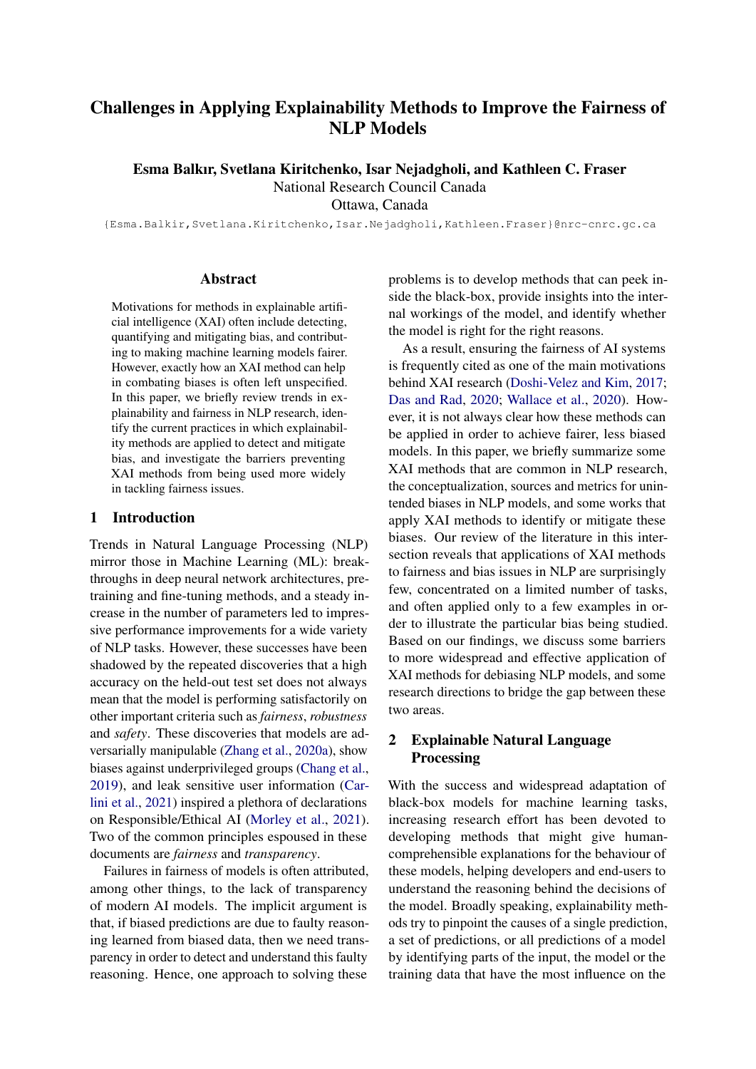# Challenges in Applying Explainability Methods to Improve the Fairness of NLP Models

**Esma Balkır, Svetlana Kiritchenko, Isar Nejadgholi, and Kathleen C. Fraser**

National Research Council Canada

Ottawa, Canada

{Esma.Balkir,Svetlana.Kiritchenko,Isar.Nejadgholi,Kathleen.Fraser}@nrc-cnrc.gc.ca

## Abstract

Motivations for methods in explainable artificial intelligence (XAI) often include detecting, quantifying and mitigating bias, and contributing to making machine learning models fairer. However, exactly how an XAI method can help in combating biases is often left unspecified. In this paper, we briefly review trends in explainability and fairness in NLP research, identify the current practices in which explainability methods are applied to detect and mitigate bias, and investigate the barriers preventing XAI methods from being used more widely in tackling fairness issues.

## 1 Introduction

Trends in Natural Language Processing (NLP) mirror those in Machine Learning (ML): breakthroughs in deep neural network architectures, pre-training and fine-tuning methods, and a steady increase in the number of parameters led to impressive performance improvements for a wide variety of NLP tasks. However, these successes have been shadowed by the repeated discoveries that a high accuracy on the held-out test set does not always mean that the model is performing satisfactorily on other important criteria such as *fairness*, *robustness* and *safety*. These discoveries that models are adversarially manipulable (Zhang et al., 2020a), show biases against underprivileged groups (Chang et al., 2019), and leak sensitive user information (Carlini et al., 2021) inspired a plethora of declarations on Responsible/Ethical AI (Morley et al., 2021). Two of the common principles espoused in these documents are *fairness* and *transparency*.

Failures in fairness of models is often attributed, among other things, to the lack of transparency of modern AI models. The implicit argument is that, if biased predictions are due to faulty reasoning learned from biased data, then we need transparency in order to detect and understand this faulty reasoning. Hence, one approach to solving these problems is to develop methods that can peek inside the black-box, provide insights into the internal workings of the model, and identify whether the model is right for the right reasons.

As a result, ensuring the fairness of AI systems is frequently cited as one of the main motivations behind XAI research (Doshi-Velez and Kim, 2017; Das and Rad, 2020; Wallace et al., 2020). However, it is not always clear how these methods can be applied in order to achieve fairer, less biased models. In this paper, we briefly summarize some XAI methods that are common in NLP research, the conceptualization, sources and metrics for unintended biases in NLP models, and some works that apply XAI methods to identify or mitigate these biases. Our review of the literature in this intersection reveals that applications of XAI methods to fairness and bias issues in NLP are surprisingly few, concentrated on a limited number of tasks, and often applied only to a few examples in order to illustrate the particular bias being studied. Based on our findings, we discuss some barriers to more widespread and effective application of XAI methods for debiasing NLP models, and some research directions to bridge the gap between these two areas.

## 2 Explainable Natural Language Processing

With the success and widespread adaptation of black-box models for machine learning tasks, increasing research effort has been devoted to developing methods that might give human-comprehensible explanations for the behaviour of these models, helping developers and end-users to understand the reasoning behind the decisions of the model. Broadly speaking, explainability methods try to pinpoint the causes of a single prediction, a set of predictions, or all predictions of a model by identifying parts of the input, the model or the training data that have the most influence on the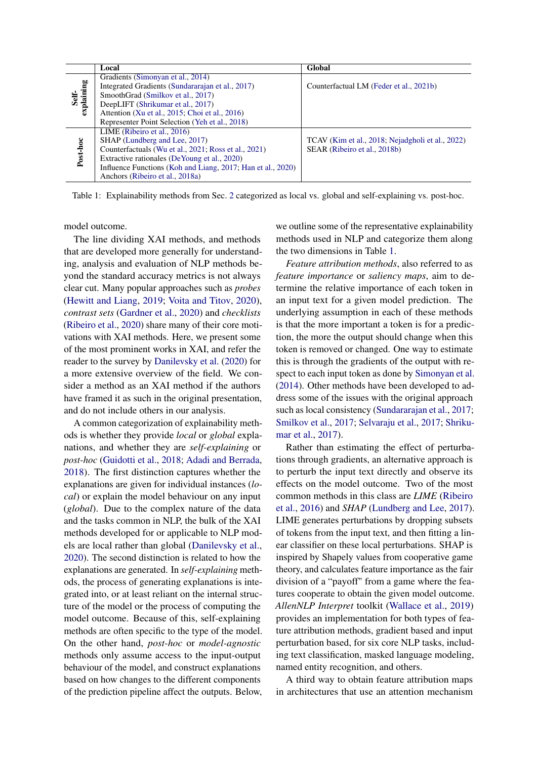| | Local | Global |
|---|---|---|
| Self-explaining | Gradients (Simonyan et al., 2014)<br>Integrated Gradients (Sundararajan et al., 2017)<br>SmoothGrad (Smilkov et al., 2017)<br>DeepLIFT (Shrikumar et al., 2017)<br>Attention (Xu et al., 2015; Choi et al., 2016)<br>Representer Point Selection (Yeh et al., 2018) | Counterfactual LM (Feder et al., 2021b) |
| Post-hoc | LIME (Ribeiro et al., 2016)<br>SHAP (Lundberg and Lee, 2017)<br>Counterfactuals (Wu et al., 2021; Ross et al., 2021)<br>Extractive rationales (DeYoung et al., 2020)<br>Influence Functions (Koh and Liang, 2017; Han et al., 2020)<br>Anchors (Ribeiro et al., 2018a) | TCAV (Kim et al., 2018; Nejadgholi et al., 2022)<br>SEAR (Ribeiro et al., 2018b) |

Table 1: Explainability methods from Sec. 2 categorized as local vs. global and self-explaining vs. post-hoc.

model outcome.

The line dividing XAI methods, and methods that are developed more generally for understanding, analysis and evaluation of NLP methods beyond the standard accuracy metrics is not always clear cut. Many popular approaches such as *probes* (Hewitt and Liang, 2019; Voita and Titov, 2020), *contrast sets* (Gardner et al., 2020) and *checklists* (Ribeiro et al., 2020) share many of their core motivations with XAI methods. Here, we present some of the most prominent works in XAI, and refer the reader to the survey by Danilevsky et al. (2020) for a more extensive overview of the field. We consider a method as an XAI method if the authors have framed it as such in the original presentation, and do not include others in our analysis.

A common categorization of explainability methods is whether they provide *local* or *global* explanations, and whether they are *self-explaining* or *post-hoc* (Guidotti et al., 2018; Adadi and Berrada, 2018). The first distinction captures whether the explanations are given for individual instances (*local*) or explain the model behaviour on any input (*global*). Due to the complex nature of the data and the tasks common in NLP, the bulk of the XAI methods developed for or applicable to NLP models are local rather than global (Danilevsky et al., 2020). The second distinction is related to how the explanations are generated. In *self-explaining* methods, the process of generating explanations is integrated into, or at least reliant on the internal structure of the model or the process of computing the model outcome. Because of this, self-explaining methods are often specific to the type of the model. On the other hand, *post-hoc* or *model-agnostic* methods only assume access to the input-output behaviour of the model, and construct explanations based on how changes to the different components of the prediction pipeline affect the outputs. Below, we outline some of the representative explainability methods used in NLP and categorize them along the two dimensions in Table 1.

*Feature attribution methods*, also referred to as *feature importance* or *saliency maps*, aim to determine the relative importance of each token in an input text for a given model prediction. The underlying assumption in each of these methods is that the more important a token is for a prediction, the more the output should change when this token is removed or changed. One way to estimate this is through the gradients of the output with respect to each input token as done by Simonyan et al. (2014). Other methods have been developed to address some of the issues with the original approach such as local consistency (Sundararajan et al., 2017; Smilkov et al., 2017; Selvaraju et al., 2017; Shrikumar et al., 2017).

Rather than estimating the effect of perturbations through gradients, an alternative approach is to perturb the input text directly and observe its effects on the model outcome. Two of the most common methods in this class are *LIME* (Ribeiro et al., 2016) and *SHAP* (Lundberg and Lee, 2017). LIME generates perturbations by dropping subsets of tokens from the input text, and then fitting a linear classifier on these local perturbations. SHAP is inspired by Shapely values from cooperative game theory, and calculates feature importance as the fair division of a "payoff" from a game where the features cooperate to obtain the given model outcome. *AllenNLP Interpret* toolkit (Wallace et al., 2019) provides an implementation for both types of feature attribution methods, gradient based and input perturbation based, for six core NLP tasks, including text classification, masked language modeling, named entity recognition, and others.

A third way to obtain feature attribution maps in architectures that use an attention mechanism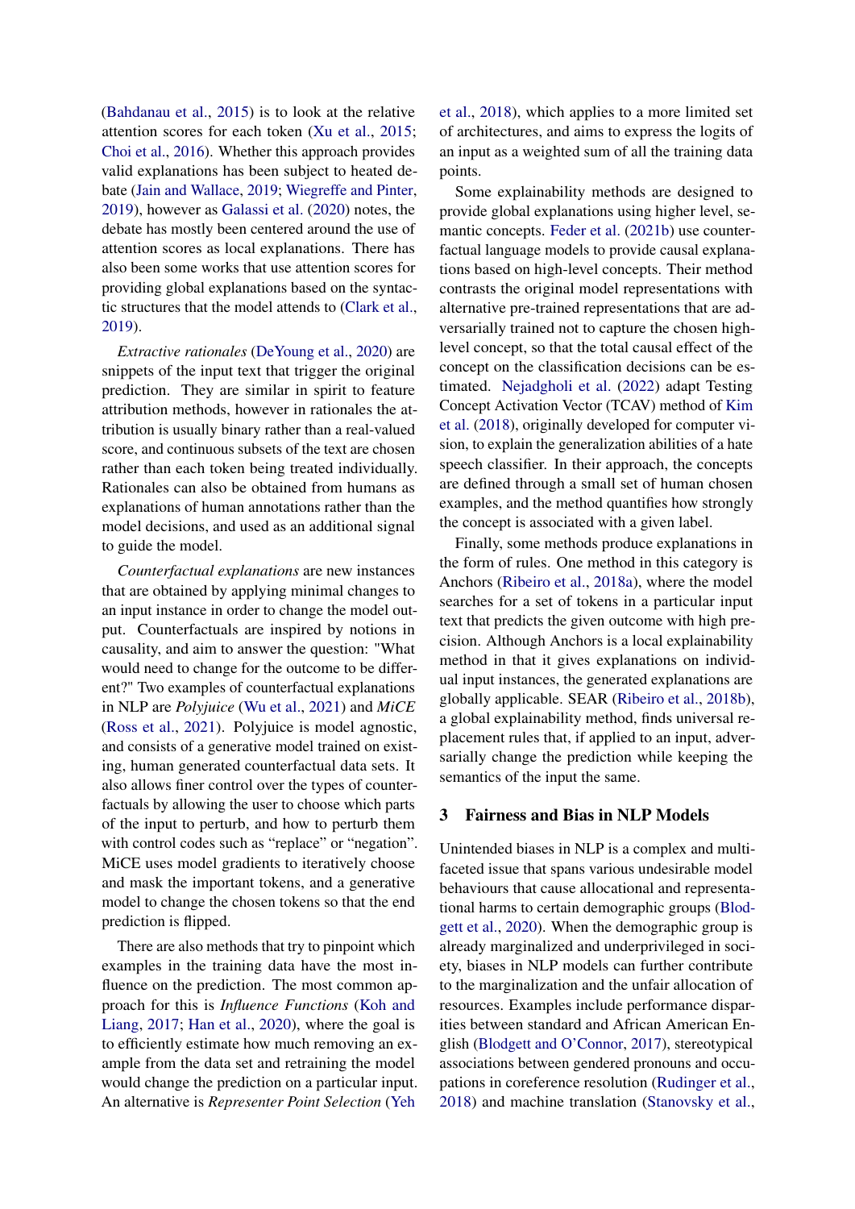(Bahdanau et al., 2015) is to look at the relative attention scores for each token (Xu et al., 2015; Choi et al., 2016). Whether this approach provides valid explanations has been subject to heated debate (Jain and Wallace, 2019; Wiegreffe and Pinter, 2019), however as Galassi et al. (2020) notes, the debate has mostly been centered around the use of attention scores as local explanations. There has also been some works that use attention scores for providing global explanations based on the syntactic structures that the model attends to (Clark et al., 2019).

*Extractive rationales* (DeYoung et al., 2020) are snippets of the input text that trigger the original prediction. They are similar in spirit to feature attribution methods, however in rationales the attribution is usually binary rather than a real-valued score, and continuous subsets of the text are chosen rather than each token being treated individually. Rationales can also be obtained from humans as explanations of human annotations rather than the model decisions, and used as an additional signal to guide the model.

*Counterfactual explanations* are new instances that are obtained by applying minimal changes to an input instance in order to change the model output. Counterfactuals are inspired by notions in causality, and aim to answer the question: "What would need to change for the outcome to be different?" Two examples of counterfactual explanations in NLP are *Polyjuice* (Wu et al., 2021) and *MiCE* (Ross et al., 2021). Polyjuice is model agnostic, and consists of a generative model trained on existing, human generated counterfactual data sets. It also allows finer control over the types of counterfactuals by allowing the user to choose which parts of the input to perturb, and how to perturb them with control codes such as "replace" or "negation". MiCE uses model gradients to iteratively choose and mask the important tokens, and a generative model to change the chosen tokens so that the end prediction is flipped.

There are also methods that try to pinpoint which examples in the training data have the most influence on the prediction. The most common approach for this is *Influence Functions* (Koh and Liang, 2017; Han et al., 2020), where the goal is to efficiently estimate how much removing an example from the data set and retraining the model would change the prediction on a particular input. An alternative is *Representer Point Selection* (Yeh et al., 2018), which applies to a more limited set of architectures, and aims to express the logits of an input as a weighted sum of all the training data points.

Some explainability methods are designed to provide global explanations using higher level, semantic concepts. Feder et al. (2021b) use counterfactual language models to provide causal explanations based on high-level concepts. Their method contrasts the original model representations with alternative pre-trained representations that are adversarially trained not to capture the chosen high-level concept, so that the total causal effect of the concept on the classification decisions can be estimated. Nejadgholi et al. (2022) adapt Testing Concept Activation Vector (TCAV) method of Kim et al. (2018), originally developed for computer vision, to explain the generalization abilities of a hate speech classifier. In their approach, the concepts are defined through a small set of human chosen examples, and the method quantifies how strongly the concept is associated with a given label.

Finally, some methods produce explanations in the form of rules. One method in this category is Anchors (Ribeiro et al., 2018a), where the model searches for a set of tokens in a particular input text that predicts the given outcome with high precision. Although Anchors is a local explainability method in that it gives explanations on individual input instances, the generated explanations are globally applicable. SEAR (Ribeiro et al., 2018b), a global explainability method, finds universal replacement rules that, if applied to an input, adversarially change the prediction while keeping the semantics of the input the same.

## 3 Fairness and Bias in NLP Models

Unintended biases in NLP is a complex and multi-faceted issue that spans various undesirable model behaviours that cause allocational and representational harms to certain demographic groups (Blodgett et al., 2020). When the demographic group is already marginalized and underprivileged in society, biases in NLP models can further contribute to the marginalization and the unfair allocation of resources. Examples include performance disparities between standard and African American English (Blodgett and O'Connor, 2017), stereotypical associations between gendered pronouns and occupations in coreference resolution (Rudinger et al., 2018) and machine translation (Stanovsky et al.,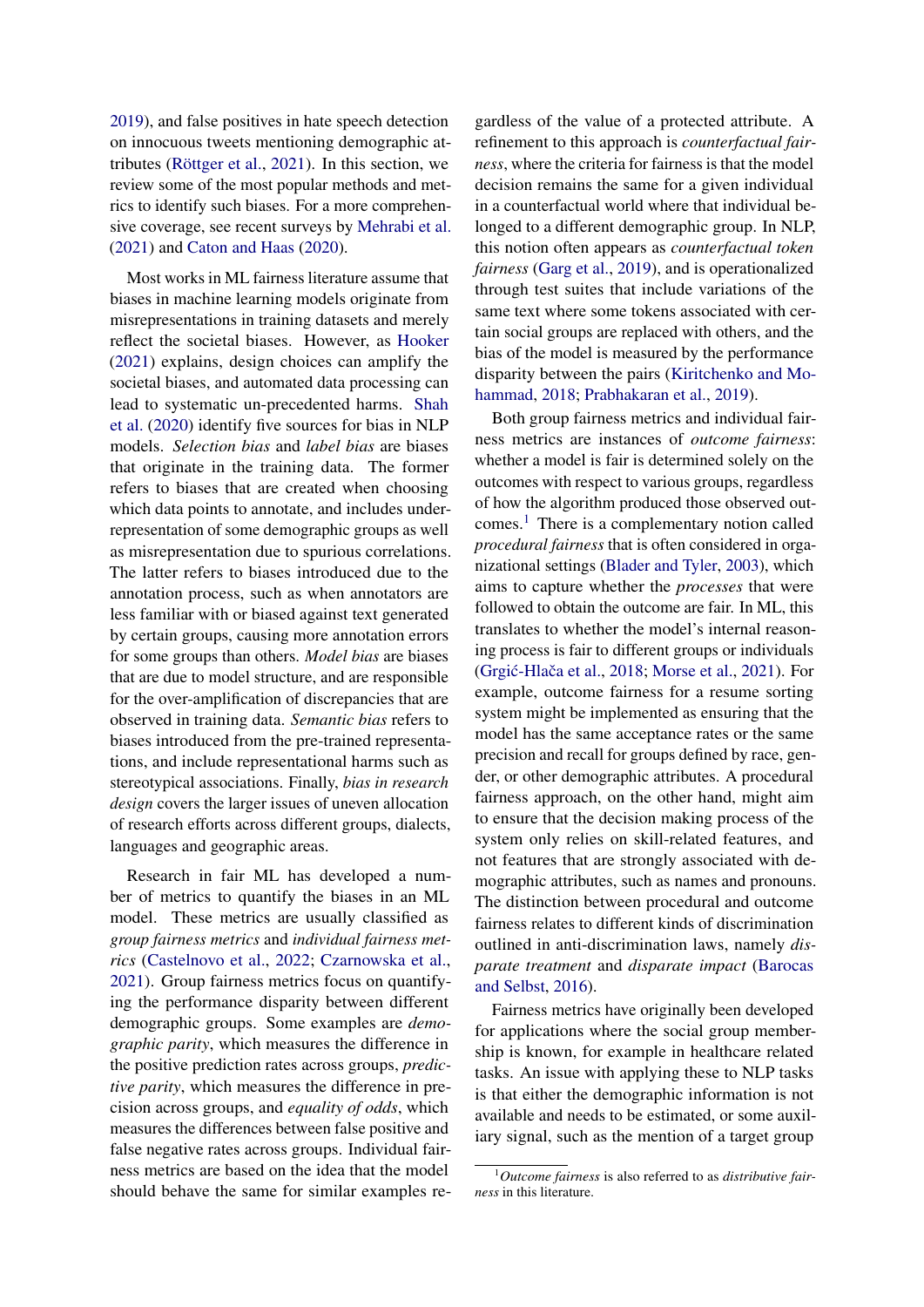2019), and false positives in hate speech detection on innocuous tweets mentioning demographic attributes (Röttger et al., 2021). In this section, we review some of the most popular methods and metrics to identify such biases. For a more comprehensive coverage, see recent surveys by Mehrabi et al. (2021) and Caton and Haas (2020).

Most works in ML fairness literature assume that biases in machine learning models originate from misrepresentations in training datasets and merely reflect the societal biases. However, as Hooker (2021) explains, design choices can amplify the societal biases, and automated data processing can lead to systematic un-precedented harms. Shah et al. (2020) identify five sources for bias in NLP models. *Selection bias* and *label bias* are biases that originate in the training data. The former refers to biases that are created when choosing which data points to annotate, and includes under-representation of some demographic groups as well as misrepresentation due to spurious correlations. The latter refers to biases introduced due to the annotation process, such as when annotators are less familiar with or biased against text generated by certain groups, causing more annotation errors for some groups than others. *Model bias* are biases that are due to model structure, and are responsible for the over-amplification of discrepancies that are observed in training data. *Semantic bias* refers to biases introduced from the pre-trained representations, and include representational harms such as stereotypical associations. Finally, *bias in research design* covers the larger issues of uneven allocation of research efforts across different groups, dialects, languages and geographic areas.

Research in fair ML has developed a number of metrics to quantify the biases in an ML model. These metrics are usually classified as *group fairness metrics* and *individual fairness metrics* (Castelnovo et al., 2022; Czarnowska et al., 2021). Group fairness metrics focus on quantifying the performance disparity between different demographic groups. Some examples are *demographic parity*, which measures the difference in the positive prediction rates across groups, *predictive parity*, which measures the difference in precision across groups, and *equality of odds*, which measures the differences between false positive and false negative rates across groups. Individual fairness metrics are based on the idea that the model should behave the same for similar examples regardless of the value of a protected attribute. A refinement to this approach is *counterfactual fairness*, where the criteria for fairness is that the model decision remains the same for a given individual in a counterfactual world where that individual belonged to a different demographic group. In NLP, this notion often appears as *counterfactual token fairness* (Garg et al., 2019), and is operationalized through test suites that include variations of the same text where some tokens associated with certain social groups are replaced with others, and the bias of the model is measured by the performance disparity between the pairs (Kiritchenko and Mohammad, 2018; Prabhakaran et al., 2019).

Both group fairness metrics and individual fairness metrics are instances of *outcome fairness*: whether a model is fair is determined solely on the outcomes with respect to various groups, regardless of how the algorithm produced those observed outcomes.[1] There is a complementary notion called *procedural fairness* that is often considered in organizational settings (Blader and Tyler, 2003), which aims to capture whether the *processes* that were followed to obtain the outcome are fair. In ML, this translates to whether the model's internal reasoning process is fair to different groups or individuals (Grgić-Hlača et al., 2018; Morse et al., 2021). For example, outcome fairness for a resume sorting system might be implemented as ensuring that the model has the same acceptance rates or the same precision and recall for groups defined by race, gender, or other demographic attributes. A procedural fairness approach, on the other hand, might aim to ensure that the decision making process of the system only relies on skill-related features, and not features that are strongly associated with demographic attributes, such as names and pronouns. The distinction between procedural and outcome fairness relates to different kinds of discrimination outlined in anti-discrimination laws, namely *disparate treatment* and *disparate impact* (Barocas and Selbst, 2016).

Fairness metrics have originally been developed for applications where the social group membership is known, for example in healthcare related tasks. An issue with applying these to NLP tasks is that either the demographic information is not available and needs to be estimated, or some auxiliary signal, such as the mention of a target group

[1] *Outcome fairness* is also referred to as *distributive fairness* in this literature.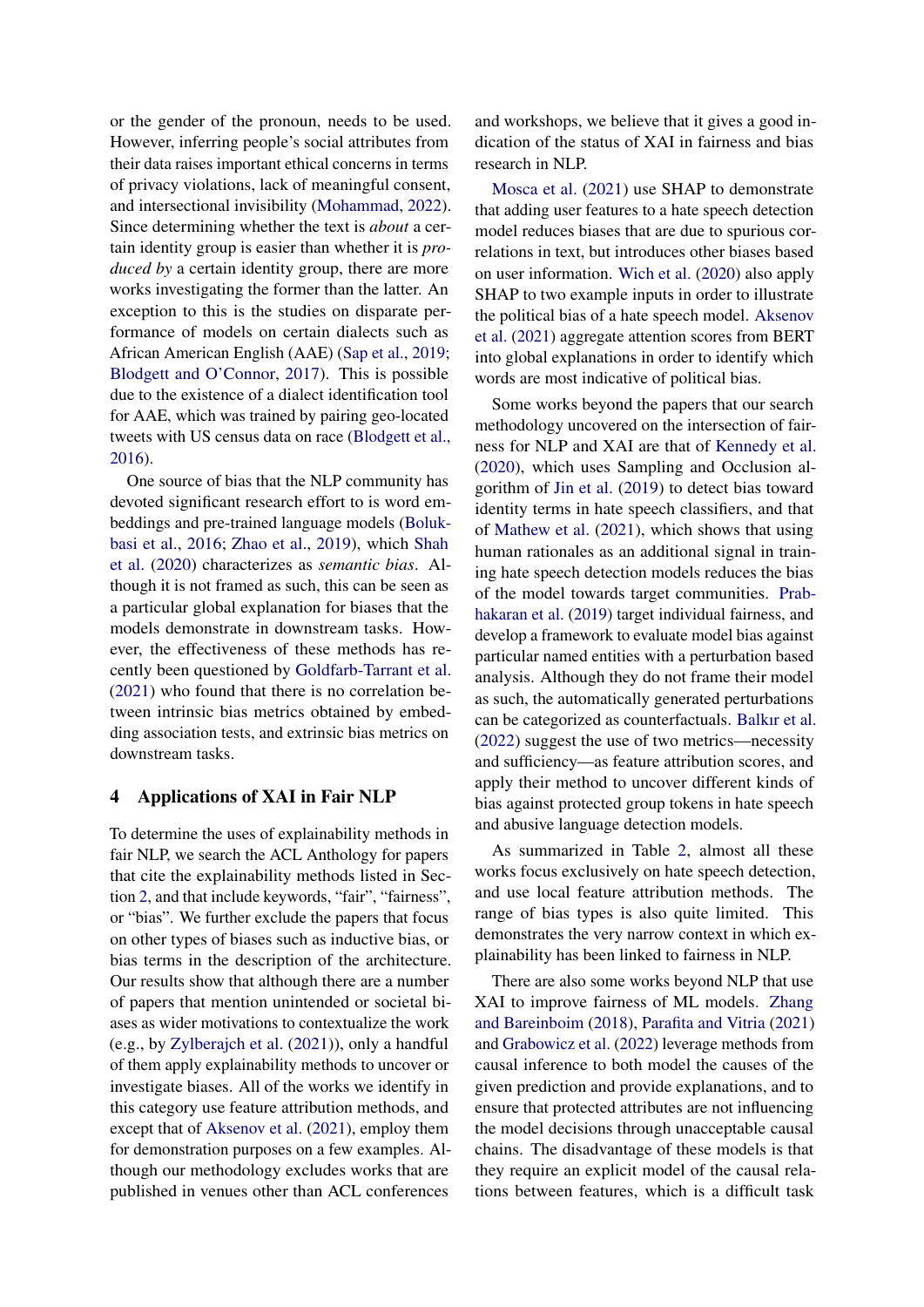or the gender of the pronoun, needs to be used. However, inferring people's social attributes from their data raises important ethical concerns in terms of privacy violations, lack of meaningful consent, and intersectional invisibility (Mohammad, 2022). Since determining whether the text is *about* a certain identity group is easier than whether it is *produced by* a certain identity group, there are more works investigating the former than the latter. An exception to this is the studies on disparate performance of models on certain dialects such as African American English (AAE) (Sap et al., 2019; Blodgett and O'Connor, 2017). This is possible due to the existence of a dialect identification tool for AAE, which was trained by pairing geo-located tweets with US census data on race (Blodgett et al., 2016).

One source of bias that the NLP community has devoted significant research effort to is word embeddings and pre-trained language models (Bolukbasi et al., 2016; Zhao et al., 2019), which Shah et al. (2020) characterizes as *semantic bias*. Although it is not framed as such, this can be seen as a particular global explanation for biases that the models demonstrate in downstream tasks. However, the effectiveness of these methods has recently been questioned by Goldfarb-Tarrant et al. (2021) who found that there is no correlation between intrinsic bias metrics obtained by embedding association tests, and extrinsic bias metrics on downstream tasks.

## 4 Applications of XAI in Fair NLP

To determine the uses of explainability methods in fair NLP, we search the ACL Anthology for papers that cite the explainability methods listed in Section 2, and that include keywords, "fair", "fairness", or "bias". We further exclude the papers that focus on other types of biases such as inductive bias, or bias terms in the description of the architecture. Our results show that although there are a number of papers that mention unintended or societal biases as wider motivations to contextualize the work (e.g., by Zylberajch et al. (2021)), only a handful of them apply explainability methods to uncover or investigate biases. All of the works we identify in this category use feature attribution methods, and except that of Aksenov et al. (2021), employ them for demonstration purposes on a few examples. Although our methodology excludes works that are published in venues other than ACL conferences and workshops, we believe that it gives a good indication of the status of XAI in fairness and bias research in NLP.

Mosca et al. (2021) use SHAP to demonstrate that adding user features to a hate speech detection model reduces biases that are due to spurious correlations in text, but introduces other biases based on user information. Wich et al. (2020) also apply SHAP to two example inputs in order to illustrate the political bias of a hate speech model. Aksenov et al. (2021) aggregate attention scores from BERT into global explanations in order to identify which words are most indicative of political bias.

Some works beyond the papers that our search methodology uncovered on the intersection of fairness for NLP and XAI are that of Kennedy et al. (2020), which uses Sampling and Occlusion algorithm of Jin et al. (2019) to detect bias toward identity terms in hate speech classifiers, and that of Mathew et al. (2021), which shows that using human rationales as an additional signal in training hate speech detection models reduces the bias of the model towards target communities. Prabhakaran et al. (2019) target individual fairness, and develop a framework to evaluate model bias against particular named entities with a perturbation based analysis. Although they do not frame their model as such, the automatically generated perturbations can be categorized as counterfactuals. Balkır et al. (2022) suggest the use of two metrics—necessity and sufficiency—as feature attribution scores, and apply their method to uncover different kinds of bias against protected group tokens in hate speech and abusive language detection models.

As summarized in Table 2, almost all these works focus exclusively on hate speech detection, and use local feature attribution methods. The range of bias types is also quite limited. This demonstrates the very narrow context in which explainability has been linked to fairness in NLP.

There are also some works beyond NLP that use XAI to improve fairness of ML models. Zhang and Bareinboim (2018), Parafita and Vitria (2021) and Grabowicz et al. (2022) leverage methods from causal inference to both model the causes of the given prediction and provide explanations, and to ensure that protected attributes are not influencing the model decisions through unacceptable causal chains. The disadvantage of these models is that they require an explicit model of the causal relations between features, which is a difficult task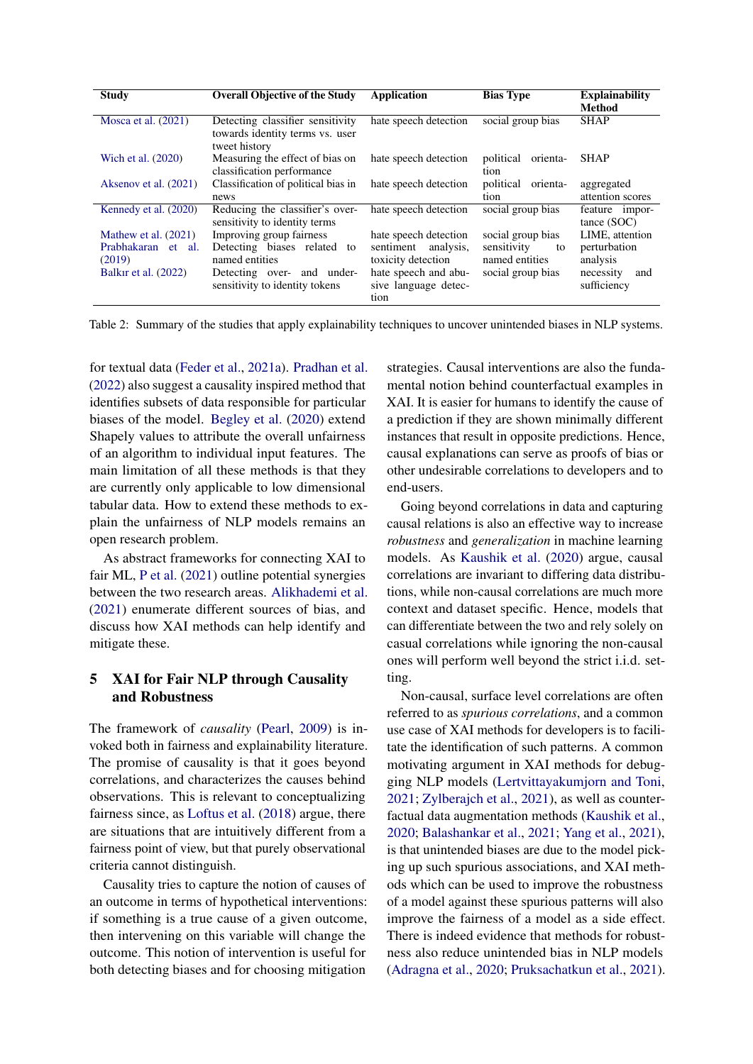| Study | Overall Objective of the Study | Application | Bias Type | Explainability Method |
|---|---|---|---|---|
| Mosca et al. (2021) | Detecting classifier sensitivity towards identity terms vs. user tweet history | hate speech detection | social group bias | SHAP |
| Wich et al. (2020) | Measuring the effect of bias on classification performance | hate speech detection | political orientation | SHAP |
| Aksenov et al. (2021) | Classification of political bias in news | hate speech detection | political orientation | aggregated attention scores |
| Kennedy et al. (2020) | Reducing the classifier's oversensitivity to identity terms | hate speech detection | social group bias | feature importance (SOC) |
| Mathew et al. (2021) | Improving group fairness | hate speech detection | social group bias | LIME, attention |
| Prabhakaran et al. (2019) | Detecting biases related to named entities | sentiment analysis, toxicity detection | sensitivity to named entities | perturbation analysis |
| Balkır et al. (2022) | Detecting over- and under-sensitivity to identity tokens | hate speech and abusive language detection | social group bias | necessity and sufficiency |

Table 2: Summary of the studies that apply explainability techniques to uncover unintended biases in NLP systems.

for textual data (Feder et al., 2021a). Pradhan et al. (2022) also suggest a causality inspired method that identifies subsets of data responsible for particular biases of the model. Begley et al. (2020) extend Shapely values to attribute the overall unfairness of an algorithm to individual input features. The main limitation of all these methods is that they are currently only applicable to low dimensional tabular data. How to extend these methods to explain the unfairness of NLP models remains an open research problem.

As abstract frameworks for connecting XAI to fair ML, P et al. (2021) outline potential synergies between the two research areas. Alikhademi et al. (2021) enumerate different sources of bias, and discuss how XAI methods can help identify and mitigate these.

## 5 XAI for Fair NLP through Causality and Robustness

The framework of *causality* (Pearl, 2009) is invoked both in fairness and explainability literature. The promise of causality is that it goes beyond correlations, and characterizes the causes behind observations. This is relevant to conceptualizing fairness since, as Loftus et al. (2018) argue, there are situations that are intuitively different from a fairness point of view, but that purely observational criteria cannot distinguish.

Causality tries to capture the notion of causes of an outcome in terms of hypothetical interventions: if something is a true cause of a given outcome, then intervening on this variable will change the outcome. This notion of intervention is useful for both detecting biases and for choosing mitigation strategies. Causal interventions are also the fundamental notion behind counterfactual examples in XAI. It is easier for humans to identify the cause of a prediction if they are shown minimally different instances that result in opposite predictions. Hence, causal explanations can serve as proofs of bias or other undesirable correlations to developers and to end-users.

Going beyond correlations in data and capturing causal relations is also an effective way to increase *robustness* and *generalization* in machine learning models. As Kaushik et al. (2020) argue, causal correlations are invariant to differing data distributions, while non-causal correlations are much more context and dataset specific. Hence, models that can differentiate between the two and rely solely on casual correlations while ignoring the non-causal ones will perform well beyond the strict i.i.d. setting.

Non-causal, surface level correlations are often referred to as *spurious correlations*, and a common use case of XAI methods for developers is to facilitate the identification of such patterns. A common motivating argument in XAI methods for debugging NLP models (Lertvittayakumjorn and Toni, 2021; Zylberajch et al., 2021), as well as counterfactual data augmentation methods (Kaushik et al., 2020; Balashankar et al., 2021; Yang et al., 2021), is that unintended biases are due to the model picking up such spurious associations, and XAI methods which can be used to improve the robustness of a model against these spurious patterns will also improve the fairness of a model as a side effect. There is indeed evidence that methods for robustness also reduce unintended bias in NLP models (Adragna et al., 2020; Pruksachatkun et al., 2021).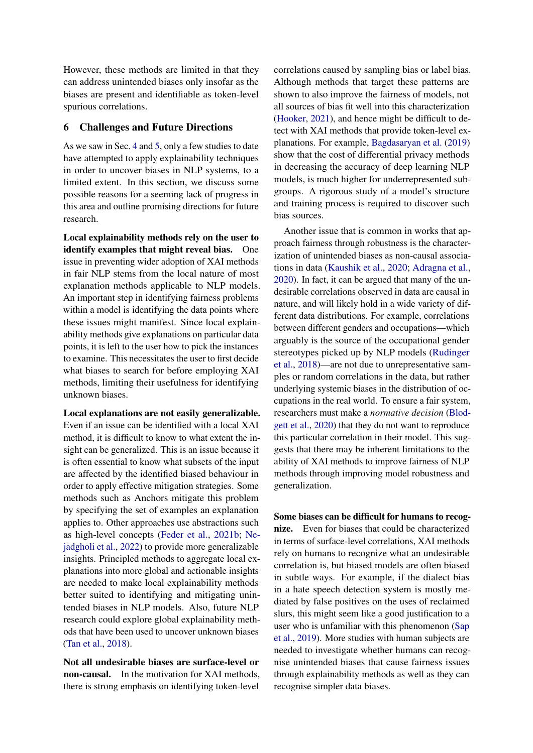However, these methods are limited in that they can address unintended biases only insofar as the biases are present and identifiable as token-level spurious correlations.

## 6 Challenges and Future Directions

As we saw in Sec. 4 and 5, only a few studies to date have attempted to apply explainability techniques in order to uncover biases in NLP systems, to a limited extent. In this section, we discuss some possible reasons for a seeming lack of progress in this area and outline promising directions for future research.

**Local explainability methods rely on the user to identify examples that might reveal bias.** One issue in preventing wider adoption of XAI methods in fair NLP stems from the local nature of most explanation methods applicable to NLP models. An important step in identifying fairness problems within a model is identifying the data points where these issues might manifest. Since local explainability methods give explanations on particular data points, it is left to the user how to pick the instances to examine. This necessitates the user to first decide what biases to search for before employing XAI methods, limiting their usefulness for identifying unknown biases.

**Local explanations are not easily generalizable.** Even if an issue can be identified with a local XAI method, it is difficult to know to what extent the insight can be generalized. This is an issue because it is often essential to know what subsets of the input are affected by the identified biased behaviour in order to apply effective mitigation strategies. Some methods such as Anchors mitigate this problem by specifying the set of examples an explanation applies to. Other approaches use abstractions such as high-level concepts (Feder et al., 2021b; Nejadgholi et al., 2022) to provide more generalizable insights. Principled methods to aggregate local explanations into more global and actionable insights are needed to make local explainability methods better suited to identifying and mitigating unintended biases in NLP models. Also, future NLP research could explore global explainability methods that have been used to uncover unknown biases (Tan et al., 2018).

**Not all undesirable biases are surface-level or non-causal.** In the motivation for XAI methods, there is strong emphasis on identifying token-level correlations caused by sampling bias or label bias. Although methods that target these patterns are shown to also improve the fairness of models, not all sources of bias fit well into this characterization (Hooker, 2021), and hence might be difficult to detect with XAI methods that provide token-level explanations. For example, Bagdasaryan et al. (2019) show that the cost of differential privacy methods in decreasing the accuracy of deep learning NLP models, is much higher for underrepresented subgroups. A rigorous study of a model's structure and training process is required to discover such bias sources.

Another issue that is common in works that approach fairness through robustness is the characterization of unintended biases as non-causal associations in data (Kaushik et al., 2020; Adragna et al., 2020). In fact, it can be argued that many of the undesirable correlations observed in data are causal in nature, and will likely hold in a wide variety of different data distributions. For example, correlations between different genders and occupations—which arguably is the source of the occupational gender stereotypes picked up by NLP models (Rudinger et al., 2018)—are not due to unrepresentative samples or random correlations in the data, but rather underlying systemic biases in the distribution of occupations in the real world. To ensure a fair system, researchers must make a *normative decision* (Blodgett et al., 2020) that they do not want to reproduce this particular correlation in their model. This suggests that there may be inherent limitations to the ability of XAI methods to improve fairness of NLP methods through improving model robustness and generalization.

**Some biases can be difficult for humans to recognize.** Even for biases that could be characterized in terms of surface-level correlations, XAI methods rely on humans to recognize what an undesirable correlation is, but biased models are often biased in subtle ways. For example, if the dialect bias in a hate speech detection system is mostly mediated by false positives on the uses of reclaimed slurs, this might seem like a good justification to a user who is unfamiliar with this phenomenon (Sap et al., 2019). More studies with human subjects are needed to investigate whether humans can recognise unintended biases that cause fairness issues through explainability methods as well as they can recognise simpler data biases.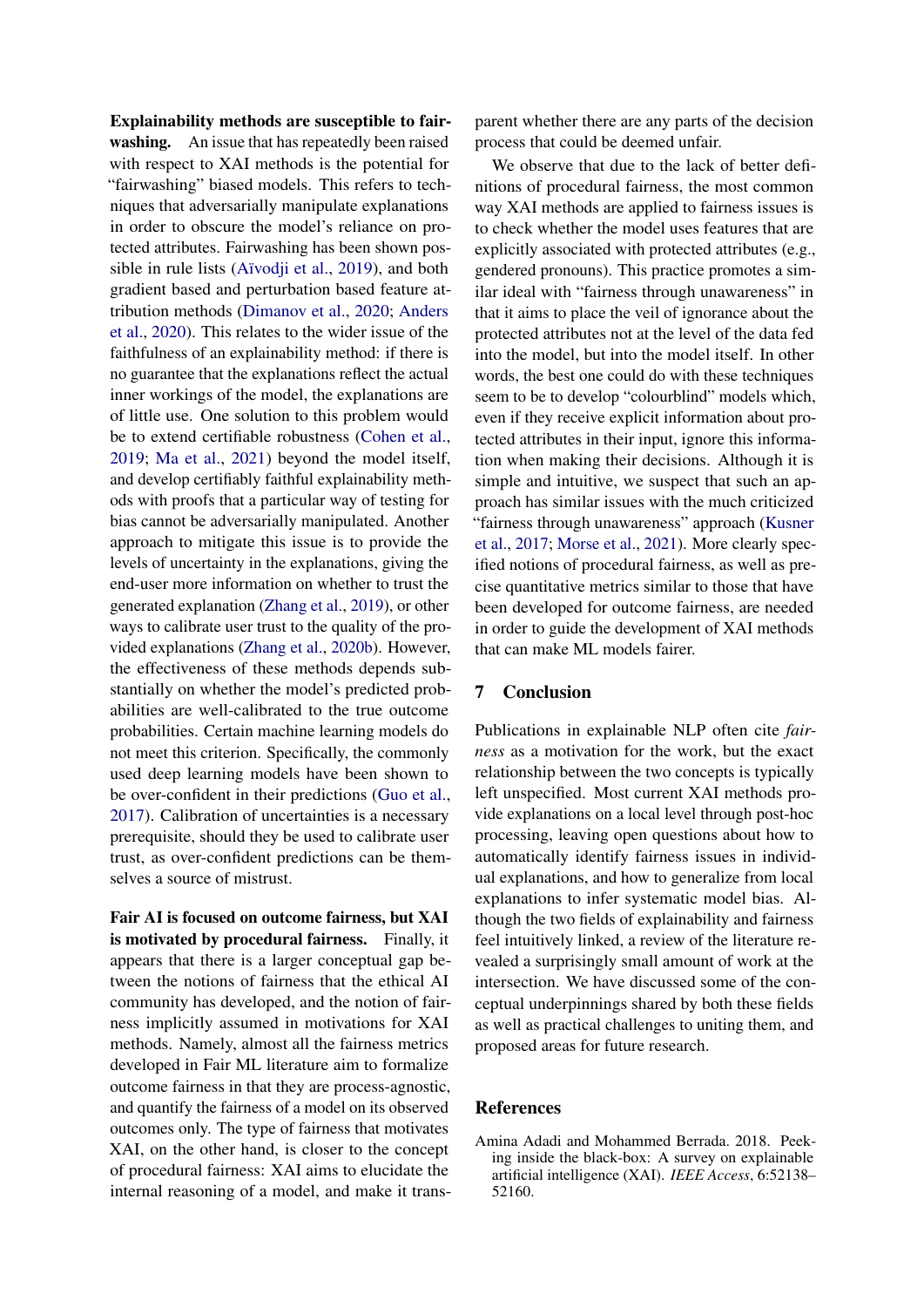**Explainability methods are susceptible to fairwashing.** An issue that has repeatedly been raised with respect to XAI methods is the potential for "fairwashing" biased models. This refers to techniques that adversarially manipulate explanations in order to obscure the model's reliance on protected attributes. Fairwashing has been shown possible in rule lists (Aïvodji et al., 2019), and both gradient based and perturbation based feature attribution methods (Dimanov et al., 2020; Anders et al., 2020). This relates to the wider issue of the faithfulness of an explainability method: if there is no guarantee that the explanations reflect the actual inner workings of the model, the explanations are of little use. One solution to this problem would be to extend certifiable robustness (Cohen et al., 2019; Ma et al., 2021) beyond the model itself, and develop certifiably faithful explainability methods with proofs that a particular way of testing for bias cannot be adversarially manipulated. Another approach to mitigate this issue is to provide the levels of uncertainty in the explanations, giving the end-user more information on whether to trust the generated explanation (Zhang et al., 2019), or other ways to calibrate user trust to the quality of the provided explanations (Zhang et al., 2020b). However, the effectiveness of these methods depends substantially on whether the model's predicted probabilities are well-calibrated to the true outcome probabilities. Certain machine learning models do not meet this criterion. Specifically, the commonly used deep learning models have been shown to be over-confident in their predictions (Guo et al., 2017). Calibration of uncertainties is a necessary prerequisite, should they be used to calibrate user trust, as over-confident predictions can be themselves a source of mistrust.

**Fair AI is focused on outcome fairness, but XAI is motivated by procedural fairness.** Finally, it appears that there is a larger conceptual gap between the notions of fairness that the ethical AI community has developed, and the notion of fairness implicitly assumed in motivations for XAI methods. Namely, almost all the fairness metrics developed in Fair ML literature aim to formalize outcome fairness in that they are process-agnostic, and quantify the fairness of a model on its observed outcomes only. The type of fairness that motivates XAI, on the other hand, is closer to the concept of procedural fairness: XAI aims to elucidate the internal reasoning of a model, and make it transparent whether there are any parts of the decision process that could be deemed unfair.

We observe that due to the lack of better definitions of procedural fairness, the most common way XAI methods are applied to fairness issues is to check whether the model uses features that are explicitly associated with protected attributes (e.g., gendered pronouns). This practice promotes a similar ideal with "fairness through unawareness" in that it aims to place the veil of ignorance about the protected attributes not at the level of the data fed into the model, but into the model itself. In other words, the best one could do with these techniques seem to be to develop "colourblind" models which, even if they receive explicit information about protected attributes in their input, ignore this information when making their decisions. Although it is simple and intuitive, we suspect that such an approach has similar issues with the much criticized "fairness through unawareness" approach (Kusner et al., 2017; Morse et al., 2021). More clearly specified notions of procedural fairness, as well as precise quantitative metrics similar to those that have been developed for outcome fairness, are needed in order to guide the development of XAI methods that can make ML models fairer.

## 7 Conclusion

Publications in explainable NLP often cite *fairness* as a motivation for the work, but the exact relationship between the two concepts is typically left unspecified. Most current XAI methods provide explanations on a local level through post-hoc processing, leaving open questions about how to automatically identify fairness issues in individual explanations, and how to generalize from local explanations to infer systematic model bias. Although the two fields of explainability and fairness feel intuitively linked, a review of the literature revealed a surprisingly small amount of work at the intersection. We have discussed some of the conceptual underpinnings shared by both these fields as well as practical challenges to uniting them, and proposed areas for future research.

## References

Amina Adadi and Mohammed Berrada. 2018. Peeking inside the black-box: A survey on explainable artificial intelligence (XAI). *IEEE Access*, 6:52138–52160.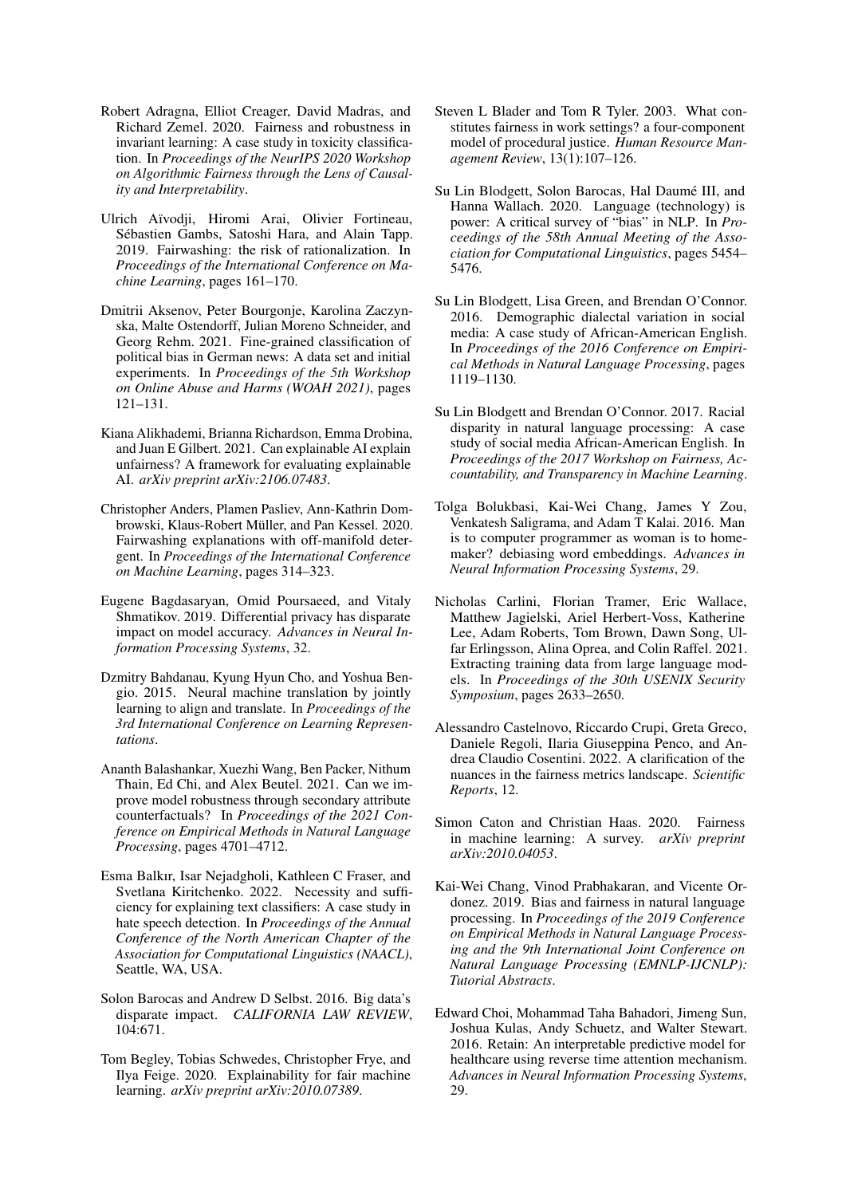Robert Adragna, Elliot Creager, David Madras, and Richard Zemel. 2020. Fairness and robustness in invariant learning: A case study in toxicity classification. In *Proceedings of the NeurIPS 2020 Workshop on Algorithmic Fairness through the Lens of Causality and Interpretability*.

Ulrich Aïvodji, Hiromi Arai, Olivier Fortineau, Sébastien Gambs, Satoshi Hara, and Alain Tapp. 2019. Fairwashing: the risk of rationalization. In *Proceedings of the International Conference on Machine Learning*, pages 161–170.

Dmitrii Aksenov, Peter Bourgonje, Karolina Zaczynska, Malte Ostendorff, Julian Moreno Schneider, and Georg Rehm. 2021. Fine-grained classification of political bias in German news: A data set and initial experiments. In *Proceedings of the 5th Workshop on Online Abuse and Harms (WOAH 2021)*, pages 121–131.

Kiana Alikhademi, Brianna Richardson, Emma Drobina, and Juan E Gilbert. 2021. Can explainable AI explain unfairness? A framework for evaluating explainable AI. *arXiv preprint arXiv:2106.07483*.

Christopher Anders, Plamen Pasliev, Ann-Kathrin Dombrowski, Klaus-Robert Müller, and Pan Kessel. 2020. Fairwashing explanations with off-manifold detergent. In *Proceedings of the International Conference on Machine Learning*, pages 314–323.

Eugene Bagdasaryan, Omid Poursaeed, and Vitaly Shmatikov. 2019. Differential privacy has disparate impact on model accuracy. *Advances in Neural Information Processing Systems*, 32.

Dzmitry Bahdanau, Kyung Hyun Cho, and Yoshua Bengio. 2015. Neural machine translation by jointly learning to align and translate. In *Proceedings of the 3rd International Conference on Learning Representations*.

Ananth Balashankar, Xuezhi Wang, Ben Packer, Nithum Thain, Ed Chi, and Alex Beutel. 2021. Can we improve model robustness through secondary attribute counterfactuals? In *Proceedings of the 2021 Conference on Empirical Methods in Natural Language Processing*, pages 4701–4712.

Esma Balkır, Isar Nejadgholi, Kathleen C Fraser, and Svetlana Kiritchenko. 2022. Necessity and sufficiency for explaining text classifiers: A case study in hate speech detection. In *Proceedings of the Annual Conference of the North American Chapter of the Association for Computational Linguistics (NAACL)*, Seattle, WA, USA.

Solon Barocas and Andrew D Selbst. 2016. Big data's disparate impact. *CALIFORNIA LAW REVIEW*, 104:671.

Tom Begley, Tobias Schwedes, Christopher Frye, and Ilya Feige. 2020. Explainability for fair machine learning. *arXiv preprint arXiv:2010.07389*.

Steven L Blader and Tom R Tyler. 2003. What constitutes fairness in work settings? a four-component model of procedural justice. *Human Resource Management Review*, 13(1):107–126.

Su Lin Blodgett, Solon Barocas, Hal Daumé III, and Hanna Wallach. 2020. Language (technology) is power: A critical survey of "bias" in NLP. In *Proceedings of the 58th Annual Meeting of the Association for Computational Linguistics*, pages 5454–5476.

Su Lin Blodgett, Lisa Green, and Brendan O'Connor. 2016. Demographic dialectal variation in social media: A case study of African-American English. In *Proceedings of the 2016 Conference on Empirical Methods in Natural Language Processing*, pages 1119–1130.

Su Lin Blodgett and Brendan O'Connor. 2017. Racial disparity in natural language processing: A case study of social media African-American English. In *Proceedings of the 2017 Workshop on Fairness, Accountability, and Transparency in Machine Learning*.

Tolga Bolukbasi, Kai-Wei Chang, James Y Zou, Venkatesh Saligrama, and Adam T Kalai. 2016. Man is to computer programmer as woman is to homemaker? debiasing word embeddings. *Advances in Neural Information Processing Systems*, 29.

Nicholas Carlini, Florian Tramer, Eric Wallace, Matthew Jagielski, Ariel Herbert-Voss, Katherine Lee, Adam Roberts, Tom Brown, Dawn Song, Ulfar Erlingsson, Alina Oprea, and Colin Raffel. 2021. Extracting training data from large language models. In *Proceedings of the 30th USENIX Security Symposium*, pages 2633–2650.

Alessandro Castelnovo, Riccardo Crupi, Greta Greco, Daniele Regoli, Ilaria Giuseppina Penco, and Andrea Claudio Cosentini. 2022. A clarification of the nuances in the fairness metrics landscape. *Scientific Reports*, 12.

Simon Caton and Christian Haas. 2020. Fairness in machine learning: A survey. *arXiv preprint arXiv:2010.04053*.

Kai-Wei Chang, Vinod Prabhakaran, and Vicente Ordonez. 2019. Bias and fairness in natural language processing. In *Proceedings of the 2019 Conference on Empirical Methods in Natural Language Processing and the 9th International Joint Conference on Natural Language Processing (EMNLP-IJCNLP): Tutorial Abstracts*.

Edward Choi, Mohammad Taha Bahadori, Jimeng Sun, Joshua Kulas, Andy Schuetz, and Walter Stewart. 2016. Retain: An interpretable predictive model for healthcare using reverse time attention mechanism. *Advances in Neural Information Processing Systems*, 29.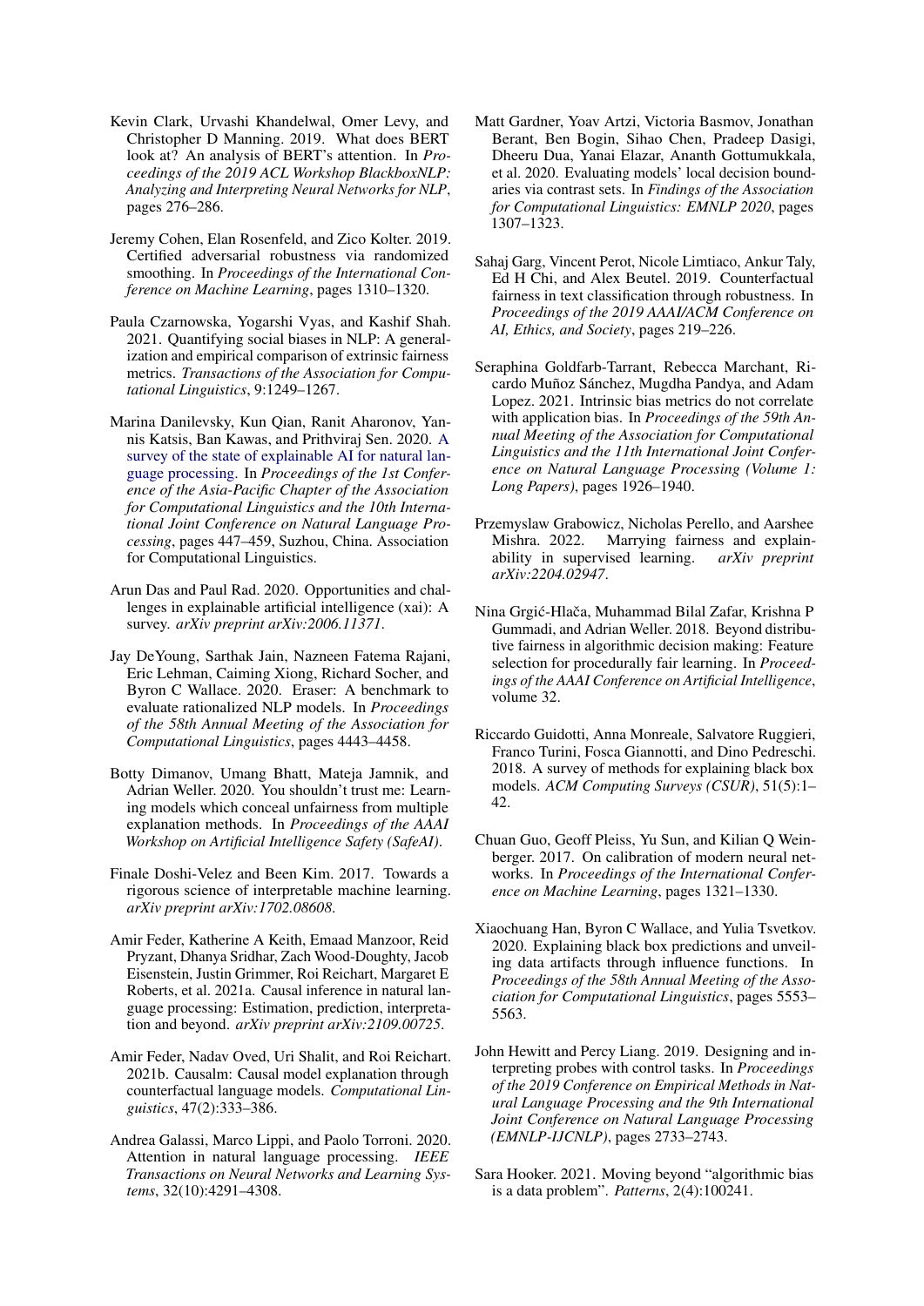Kevin Clark, Urvashi Khandelwal, Omer Levy, and Christopher D Manning. 2019. What does BERT look at? An analysis of BERT's attention. In *Proceedings of the 2019 ACL Workshop BlackboxNLP: Analyzing and Interpreting Neural Networks for NLP*, pages 276–286.

Jeremy Cohen, Elan Rosenfeld, and Zico Kolter. 2019. Certified adversarial robustness via randomized smoothing. In *Proceedings of the International Conference on Machine Learning*, pages 1310–1320.

Paula Czarnowska, Yogarshi Vyas, and Kashif Shah. 2021. Quantifying social biases in NLP: A generalization and empirical comparison of extrinsic fairness metrics. *Transactions of the Association for Computational Linguistics*, 9:1249–1267.

Marina Danilevsky, Kun Qian, Ranit Aharonov, Yannis Katsis, Ban Kawas, and Prithviraj Sen. 2020. A survey of the state of explainable AI for natural language processing. In *Proceedings of the 1st Conference of the Asia-Pacific Chapter of the Association for Computational Linguistics and the 10th International Joint Conference on Natural Language Processing*, pages 447–459, Suzhou, China. Association for Computational Linguistics.

Arun Das and Paul Rad. 2020. Opportunities and challenges in explainable artificial intelligence (xai): A survey. *arXiv preprint arXiv:2006.11371*.

Jay DeYoung, Sarthak Jain, Nazneen Fatema Rajani, Eric Lehman, Caiming Xiong, Richard Socher, and Byron C Wallace. 2020. Eraser: A benchmark to evaluate rationalized NLP models. In *Proceedings of the 58th Annual Meeting of the Association for Computational Linguistics*, pages 4443–4458.

Botty Dimanov, Umang Bhatt, Mateja Jamnik, and Adrian Weller. 2020. You shouldn't trust me: Learning models which conceal unfairness from multiple explanation methods. In *Proceedings of the AAAI Workshop on Artificial Intelligence Safety (SafeAI)*.

Finale Doshi-Velez and Been Kim. 2017. Towards a rigorous science of interpretable machine learning. *arXiv preprint arXiv:1702.08608*.

Amir Feder, Katherine A Keith, Emaad Manzoor, Reid Pryzant, Dhanya Sridhar, Zach Wood-Doughty, Jacob Eisenstein, Justin Grimmer, Roi Reichart, Margaret E Roberts, et al. 2021a. Causal inference in natural language processing: Estimation, prediction, interpretation and beyond. *arXiv preprint arXiv:2109.00725*.

Amir Feder, Nadav Oved, Uri Shalit, and Roi Reichart. 2021b. Causalm: Causal model explanation through counterfactual language models. *Computational Linguistics*, 47(2):333–386.

Andrea Galassi, Marco Lippi, and Paolo Torroni. 2020. Attention in natural language processing. *IEEE Transactions on Neural Networks and Learning Systems*, 32(10):4291–4308.

Matt Gardner, Yoav Artzi, Victoria Basmov, Jonathan Berant, Ben Bogin, Sihao Chen, Pradeep Dasigi, Dheeru Dua, Yanai Elazar, Ananth Gottumukkala, et al. 2020. Evaluating models' local decision boundaries via contrast sets. In *Findings of the Association for Computational Linguistics: EMNLP 2020*, pages 1307–1323.

Sahaj Garg, Vincent Perot, Nicole Limtiaco, Ankur Taly, Ed H Chi, and Alex Beutel. 2019. Counterfactual fairness in text classification through robustness. In *Proceedings of the 2019 AAAI/ACM Conference on AI, Ethics, and Society*, pages 219–226.

Seraphina Goldfarb-Tarrant, Rebecca Marchant, Ricardo Muñoz Sánchez, Mugdha Pandya, and Adam Lopez. 2021. Intrinsic bias metrics do not correlate with application bias. In *Proceedings of the 59th Annual Meeting of the Association for Computational Linguistics and the 11th International Joint Conference on Natural Language Processing (Volume 1: Long Papers)*, pages 1926–1940.

Przemyslaw Grabowicz, Nicholas Perello, and Aarshee Mishra. 2022. Marrying fairness and explainability in supervised learning. *arXiv preprint arXiv:2204.02947*.

Nina Grgić-Hlača, Muhammad Bilal Zafar, Krishna P Gummadi, and Adrian Weller. 2018. Beyond distributive fairness in algorithmic decision making: Feature selection for procedurally fair learning. In *Proceedings of the AAAI Conference on Artificial Intelligence*, volume 32.

Riccardo Guidotti, Anna Monreale, Salvatore Ruggieri, Franco Turini, Fosca Giannotti, and Dino Pedreschi. 2018. A survey of methods for explaining black box models. *ACM Computing Surveys (CSUR)*, 51(5):1–42.

Chuan Guo, Geoff Pleiss, Yu Sun, and Kilian Q Weinberger. 2017. On calibration of modern neural networks. In *Proceedings of the International Conference on Machine Learning*, pages 1321–1330.

Xiaochuang Han, Byron C Wallace, and Yulia Tsvetkov. 2020. Explaining black box predictions and unveiling data artifacts through influence functions. In *Proceedings of the 58th Annual Meeting of the Association for Computational Linguistics*, pages 5553–5563.

John Hewitt and Percy Liang. 2019. Designing and interpreting probes with control tasks. In *Proceedings of the 2019 Conference on Empirical Methods in Natural Language Processing and the 9th International Joint Conference on Natural Language Processing (EMNLP-IJCNLP)*, pages 2733–2743.

Sara Hooker. 2021. Moving beyond "algorithmic bias is a data problem". *Patterns*, 2(4):100241.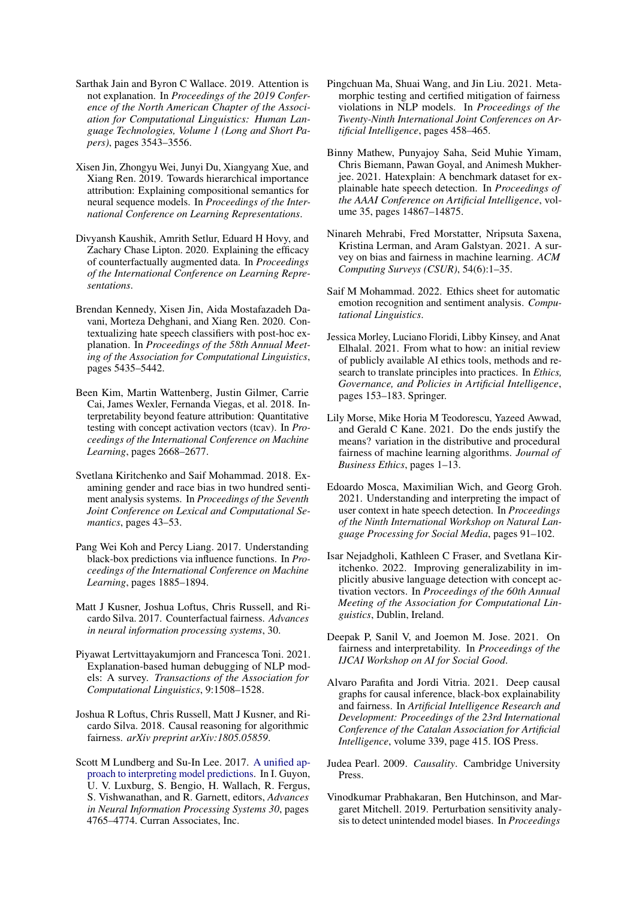Sarthak Jain and Byron C Wallace. 2019. Attention is not explanation. In *Proceedings of the 2019 Conference of the North American Chapter of the Association for Computational Linguistics: Human Language Technologies, Volume 1 (Long and Short Papers)*, pages 3543–3556.

Xisen Jin, Zhongyu Wei, Junyi Du, Xiangyang Xue, and Xiang Ren. 2019. Towards hierarchical importance attribution: Explaining compositional semantics for neural sequence models. In *Proceedings of the International Conference on Learning Representations*.

Divyansh Kaushik, Amrith Setlur, Eduard H Hovy, and Zachary Chase Lipton. 2020. Explaining the efficacy of counterfactually augmented data. In *Proceedings of the International Conference on Learning Representations*.

Brendan Kennedy, Xisen Jin, Aida Mostafazadeh Davani, Morteza Dehghani, and Xiang Ren. 2020. Contextualizing hate speech classifiers with post-hoc explanation. In *Proceedings of the 58th Annual Meeting of the Association for Computational Linguistics*, pages 5435–5442.

Been Kim, Martin Wattenberg, Justin Gilmer, Carrie Cai, James Wexler, Fernanda Viegas, et al. 2018. Interpretability beyond feature attribution: Quantitative testing with concept activation vectors (tcav). In *Proceedings of the International Conference on Machine Learning*, pages 2668–2677.

Svetlana Kiritchenko and Saif Mohammad. 2018. Examining gender and race bias in two hundred sentiment analysis systems. In *Proceedings of the Seventh Joint Conference on Lexical and Computational Semantics*, pages 43–53.

Pang Wei Koh and Percy Liang. 2017. Understanding black-box predictions via influence functions. In *Proceedings of the International Conference on Machine Learning*, pages 1885–1894.

Matt J Kusner, Joshua Loftus, Chris Russell, and Ricardo Silva. 2017. Counterfactual fairness. *Advances in neural information processing systems*, 30.

Piyawat Lertvittayakumjorn and Francesca Toni. 2021. Explanation-based human debugging of NLP models: A survey. *Transactions of the Association for Computational Linguistics*, 9:1508–1528.

Joshua R Loftus, Chris Russell, Matt J Kusner, and Ricardo Silva. 2018. Causal reasoning for algorithmic fairness. *arXiv preprint arXiv:1805.05859*.

Scott M Lundberg and Su-In Lee. 2017. A unified approach to interpreting model predictions. In I. Guyon, U. V. Luxburg, S. Bengio, H. Wallach, R. Fergus, S. Vishwanathan, and R. Garnett, editors, *Advances in Neural Information Processing Systems 30*, pages 4765–4774. Curran Associates, Inc.

Pingchuan Ma, Shuai Wang, and Jin Liu. 2021. Metamorphic testing and certified mitigation of fairness violations in NLP models. In *Proceedings of the Twenty-Ninth International Joint Conferences on Artificial Intelligence*, pages 458–465.

Binny Mathew, Punyajoy Saha, Seid Muhie Yimam, Chris Biemann, Pawan Goyal, and Animesh Mukherjee. 2021. Hatexplain: A benchmark dataset for explainable hate speech detection. In *Proceedings of the AAAI Conference on Artificial Intelligence*, volume 35, pages 14867–14875.

Ninareh Mehrabi, Fred Morstatter, Nripsuta Saxena, Kristina Lerman, and Aram Galstyan. 2021. A survey on bias and fairness in machine learning. *ACM Computing Surveys (CSUR)*, 54(6):1–35.

Saif M Mohammad. 2022. Ethics sheet for automatic emotion recognition and sentiment analysis. *Computational Linguistics*.

Jessica Morley, Luciano Floridi, Libby Kinsey, and Anat Elhalal. 2021. From what to how: an initial review of publicly available AI ethics tools, methods and research to translate principles into practices. In *Ethics, Governance, and Policies in Artificial Intelligence*, pages 153–183. Springer.

Lily Morse, Mike Horia M Teodorescu, Yazeed Awwad, and Gerald C Kane. 2021. Do the ends justify the means? variation in the distributive and procedural fairness of machine learning algorithms. *Journal of Business Ethics*, pages 1–13.

Edoardo Mosca, Maximilian Wich, and Georg Groh. 2021. Understanding and interpreting the impact of user context in hate speech detection. In *Proceedings of the Ninth International Workshop on Natural Language Processing for Social Media*, pages 91–102.

Isar Nejadgholi, Kathleen C Fraser, and Svetlana Kiritchenko. 2022. Improving generalizability in implicitly abusive language detection with concept activation vectors. In *Proceedings of the 60th Annual Meeting of the Association for Computational Linguistics*, Dublin, Ireland.

Deepak P, Sanil V, and Joemon M. Jose. 2021. On fairness and interpretability. In *Proceedings of the IJCAI Workshop on AI for Social Good*.

Alvaro Parafita and Jordi Vitria. 2021. Deep causal graphs for causal inference, black-box explainability and fairness. In *Artificial Intelligence Research and Development: Proceedings of the 23rd International Conference of the Catalan Association for Artificial Intelligence*, volume 339, page 415. IOS Press.

Judea Pearl. 2009. *Causality*. Cambridge University Press.

Vinodkumar Prabhakaran, Ben Hutchinson, and Margaret Mitchell. 2019. Perturbation sensitivity analysis to detect unintended model biases. In *Proceedings*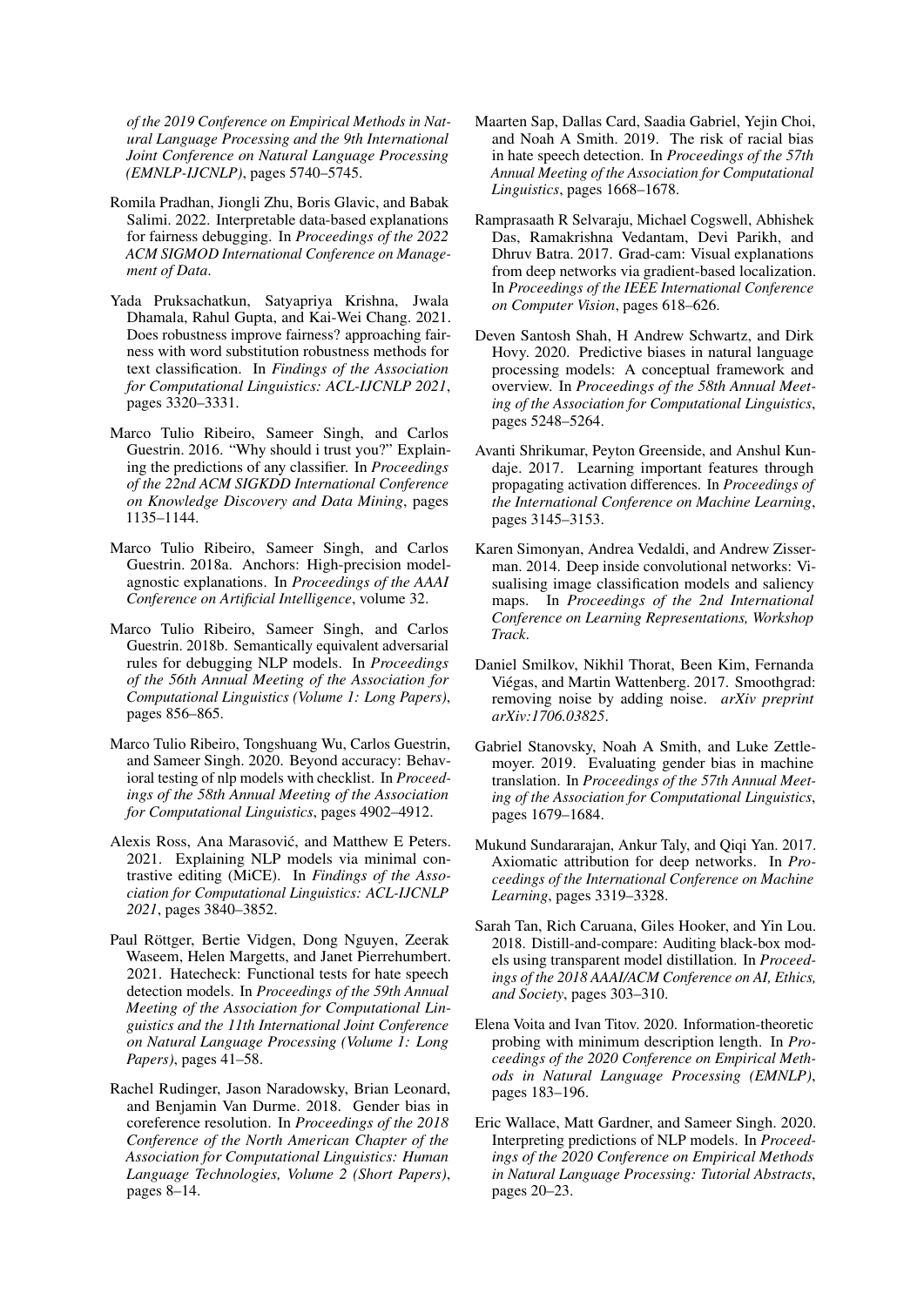*of the 2019 Conference on Empirical Methods in Natural Language Processing and the 9th International Joint Conference on Natural Language Processing (EMNLP-IJCNLP)*, pages 5740–5745.

Romila Pradhan, Jiongli Zhu, Boris Glavic, and Babak Salimi. 2022. Interpretable data-based explanations for fairness debugging. In *Proceedings of the 2022 ACM SIGMOD International Conference on Management of Data*.

Yada Pruksachatkun, Satyapriya Krishna, Jwala Dhamala, Rahul Gupta, and Kai-Wei Chang. 2021. Does robustness improve fairness? approaching fairness with word substitution robustness methods for text classification. In *Findings of the Association for Computational Linguistics: ACL-IJCNLP 2021*, pages 3320–3331.

Marco Tulio Ribeiro, Sameer Singh, and Carlos Guestrin. 2016. "Why should i trust you?" Explaining the predictions of any classifier. In *Proceedings of the 22nd ACM SIGKDD International Conference on Knowledge Discovery and Data Mining*, pages 1135–1144.

Marco Tulio Ribeiro, Sameer Singh, and Carlos Guestrin. 2018a. Anchors: High-precision model-agnostic explanations. In *Proceedings of the AAAI Conference on Artificial Intelligence*, volume 32.

Marco Tulio Ribeiro, Sameer Singh, and Carlos Guestrin. 2018b. Semantically equivalent adversarial rules for debugging NLP models. In *Proceedings of the 56th Annual Meeting of the Association for Computational Linguistics (Volume 1: Long Papers)*, pages 856–865.

Marco Tulio Ribeiro, Tongshuang Wu, Carlos Guestrin, and Sameer Singh. 2020. Beyond accuracy: Behavioral testing of nlp models with checklist. In *Proceedings of the 58th Annual Meeting of the Association for Computational Linguistics*, pages 4902–4912.

Alexis Ross, Ana Marasović, and Matthew E Peters. 2021. Explaining NLP models via minimal contrastive editing (MiCE). In *Findings of the Association for Computational Linguistics: ACL-IJCNLP 2021*, pages 3840–3852.

Paul Röttger, Bertie Vidgen, Dong Nguyen, Zeerak Waseem, Helen Margetts, and Janet Pierrehumbert. 2021. Hatecheck: Functional tests for hate speech detection models. In *Proceedings of the 59th Annual Meeting of the Association for Computational Linguistics and the 11th International Joint Conference on Natural Language Processing (Volume 1: Long Papers)*, pages 41–58.

Rachel Rudinger, Jason Naradowsky, Brian Leonard, and Benjamin Van Durme. 2018. Gender bias in coreference resolution. In *Proceedings of the 2018 Conference of the North American Chapter of the Association for Computational Linguistics: Human Language Technologies, Volume 2 (Short Papers)*, pages 8–14.

Maarten Sap, Dallas Card, Saadia Gabriel, Yejin Choi, and Noah A Smith. 2019. The risk of racial bias in hate speech detection. In *Proceedings of the 57th Annual Meeting of the Association for Computational Linguistics*, pages 1668–1678.

Ramprasaath R Selvaraju, Michael Cogswell, Abhishek Das, Ramakrishna Vedantam, Devi Parikh, and Dhruv Batra. 2017. Grad-cam: Visual explanations from deep networks via gradient-based localization. In *Proceedings of the IEEE International Conference on Computer Vision*, pages 618–626.

Deven Santosh Shah, H Andrew Schwartz, and Dirk Hovy. 2020. Predictive biases in natural language processing models: A conceptual framework and overview. In *Proceedings of the 58th Annual Meeting of the Association for Computational Linguistics*, pages 5248–5264.

Avanti Shrikumar, Peyton Greenside, and Anshul Kundaje. 2017. Learning important features through propagating activation differences. In *Proceedings of the International Conference on Machine Learning*, pages 3145–3153.

Karen Simonyan, Andrea Vedaldi, and Andrew Zisserman. 2014. Deep inside convolutional networks: Visualising image classification models and saliency maps. In *Proceedings of the 2nd International Conference on Learning Representations, Workshop Track*.

Daniel Smilkov, Nikhil Thorat, Been Kim, Fernanda Viégas, and Martin Wattenberg. 2017. Smoothgrad: removing noise by adding noise. *arXiv preprint arXiv:1706.03825*.

Gabriel Stanovsky, Noah A Smith, and Luke Zettlemoyer. 2019. Evaluating gender bias in machine translation. In *Proceedings of the 57th Annual Meeting of the Association for Computational Linguistics*, pages 1679–1684.

Mukund Sundararajan, Ankur Taly, and Qiqi Yan. 2017. Axiomatic attribution for deep networks. In *Proceedings of the International Conference on Machine Learning*, pages 3319–3328.

Sarah Tan, Rich Caruana, Giles Hooker, and Yin Lou. 2018. Distill-and-compare: Auditing black-box models using transparent model distillation. In *Proceedings of the 2018 AAAI/ACM Conference on AI, Ethics, and Society*, pages 303–310.

Elena Voita and Ivan Titov. 2020. Information-theoretic probing with minimum description length. In *Proceedings of the 2020 Conference on Empirical Methods in Natural Language Processing (EMNLP)*, pages 183–196.

Eric Wallace, Matt Gardner, and Sameer Singh. 2020. Interpreting predictions of NLP models. In *Proceedings of the 2020 Conference on Empirical Methods in Natural Language Processing: Tutorial Abstracts*, pages 20–23.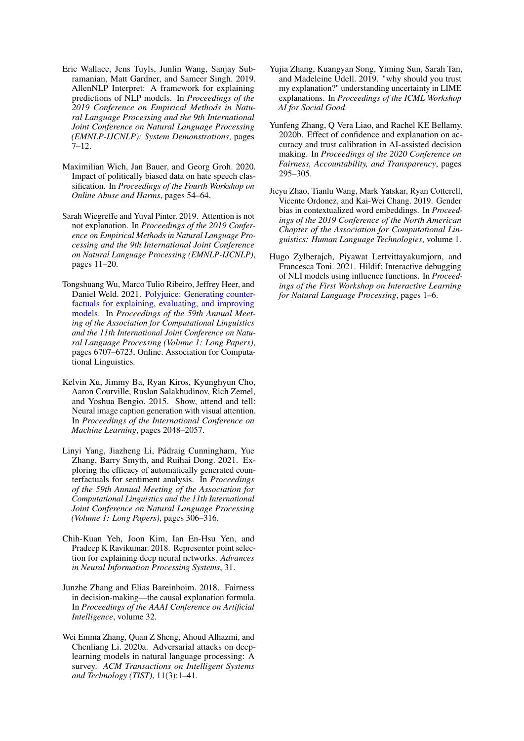Eric Wallace, Jens Tuyls, Junlin Wang, Sanjay Subramanian, Matt Gardner, and Sameer Singh. 2019. AllenNLP Interpret: A framework for explaining predictions of NLP models. In *Proceedings of the 2019 Conference on Empirical Methods in Natural Language Processing and the 9th International Joint Conference on Natural Language Processing (EMNLP-IJCNLP): System Demonstrations*, pages 7–12.

Maximilian Wich, Jan Bauer, and Georg Groh. 2020. Impact of politically biased data on hate speech classification. In *Proceedings of the Fourth Workshop on Online Abuse and Harms*, pages 54–64.

Sarah Wiegreffe and Yuval Pinter. 2019. Attention is not not explanation. In *Proceedings of the 2019 Conference on Empirical Methods in Natural Language Processing and the 9th International Joint Conference on Natural Language Processing (EMNLP-IJCNLP)*, pages 11–20.

Tongshuang Wu, Marco Tulio Ribeiro, Jeffrey Heer, and Daniel Weld. 2021. Polyjuice: Generating counterfactuals for explaining, evaluating, and improving models. In *Proceedings of the 59th Annual Meeting of the Association for Computational Linguistics and the 11th International Joint Conference on Natural Language Processing (Volume 1: Long Papers)*, pages 6707–6723, Online. Association for Computational Linguistics.

Kelvin Xu, Jimmy Ba, Ryan Kiros, Kyunghyun Cho, Aaron Courville, Ruslan Salakhudinov, Rich Zemel, and Yoshua Bengio. 2015. Show, attend and tell: Neural image caption generation with visual attention. In *Proceedings of the International Conference on Machine Learning*, pages 2048–2057.

Linyi Yang, Jiazheng Li, Pádraig Cunningham, Yue Zhang, Barry Smyth, and Ruihai Dong. 2021. Exploring the efficacy of automatically generated counterfactuals for sentiment analysis. In *Proceedings of the 59th Annual Meeting of the Association for Computational Linguistics and the 11th International Joint Conference on Natural Language Processing (Volume 1: Long Papers)*, pages 306–316.

Chih-Kuan Yeh, Joon Kim, Ian En-Hsu Yen, and Pradeep K Ravikumar. 2018. Representer point selection for explaining deep neural networks. *Advances in Neural Information Processing Systems*, 31.

Junzhe Zhang and Elias Bareinboim. 2018. Fairness in decision-making—the causal explanation formula. In *Proceedings of the AAAI Conference on Artificial Intelligence*, volume 32.

Wei Emma Zhang, Quan Z Sheng, Ahoud Alhazmi, and Chenliang Li. 2020a. Adversarial attacks on deep-learning models in natural language processing: A survey. *ACM Transactions on Intelligent Systems and Technology (TIST)*, 11(3):1–41.

Yujia Zhang, Kuangyan Song, Yiming Sun, Sarah Tan, and Madeleine Udell. 2019. "why should you trust my explanation?" understanding uncertainty in LIME explanations. In *Proceedings of the ICML Workshop AI for Social Good*.

Yunfeng Zhang, Q Vera Liao, and Rachel KE Bellamy. 2020b. Effect of confidence and explanation on accuracy and trust calibration in AI-assisted decision making. In *Proceedings of the 2020 Conference on Fairness, Accountability, and Transparency*, pages 295–305.

Jieyu Zhao, Tianlu Wang, Mark Yatskar, Ryan Cotterell, Vicente Ordonez, and Kai-Wei Chang. 2019. Gender bias in contextualized word embeddings. In *Proceedings of the 2019 Conference of the North American Chapter of the Association for Computational Linguistics: Human Language Technologies*, volume 1.

Hugo Zylberajch, Piyawat Lertvittayakumjorn, and Francesca Toni. 2021. Hildif: Interactive debugging of NLI models using influence functions. In *Proceedings of the First Workshop on Interactive Learning for Natural Language Processing*, pages 1–6.